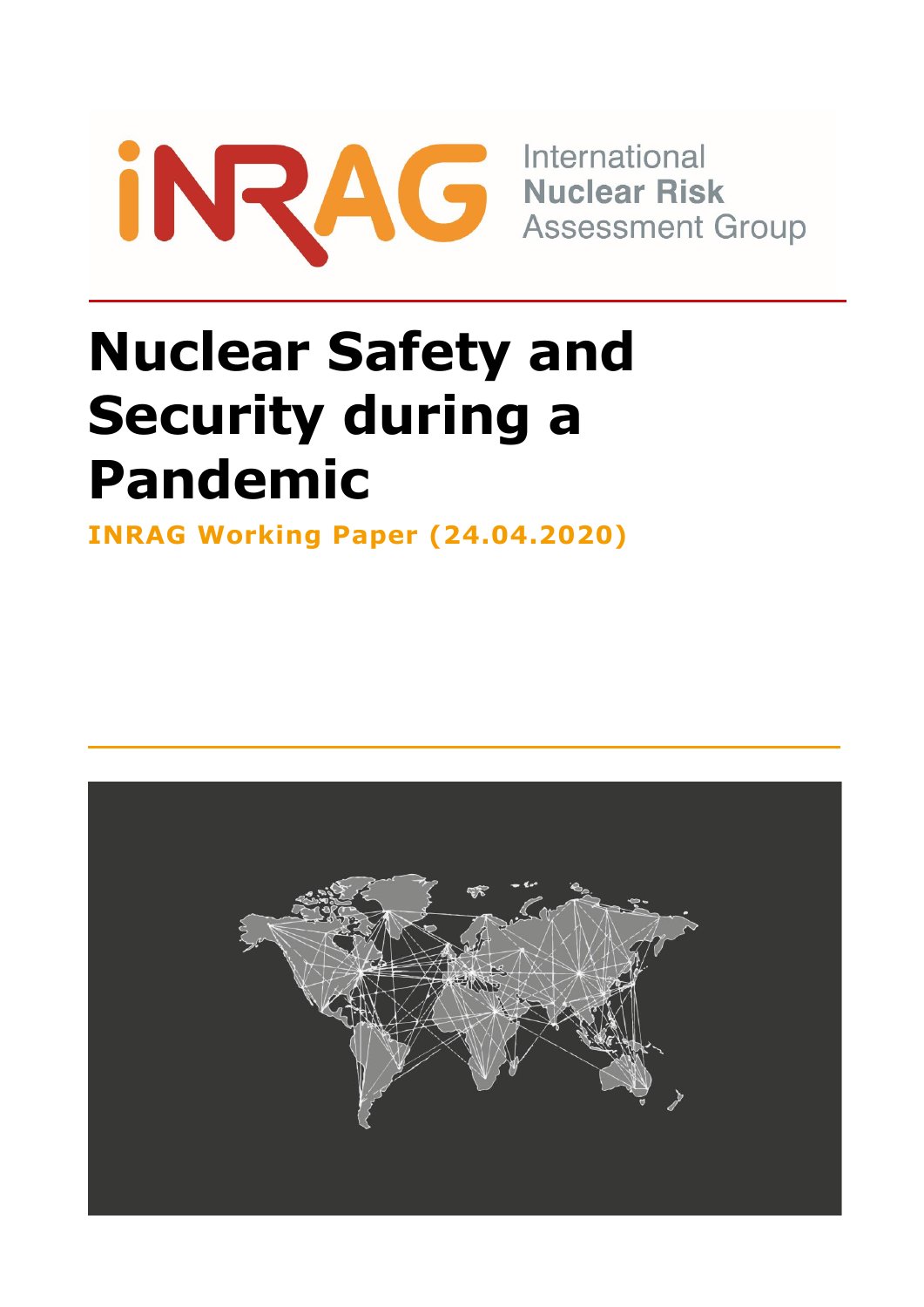International
Nuclear Risk
Assessment Group

# Nuclear Safety and Security during a Pandemic

**INRAG Working Paper (24.04.2020)**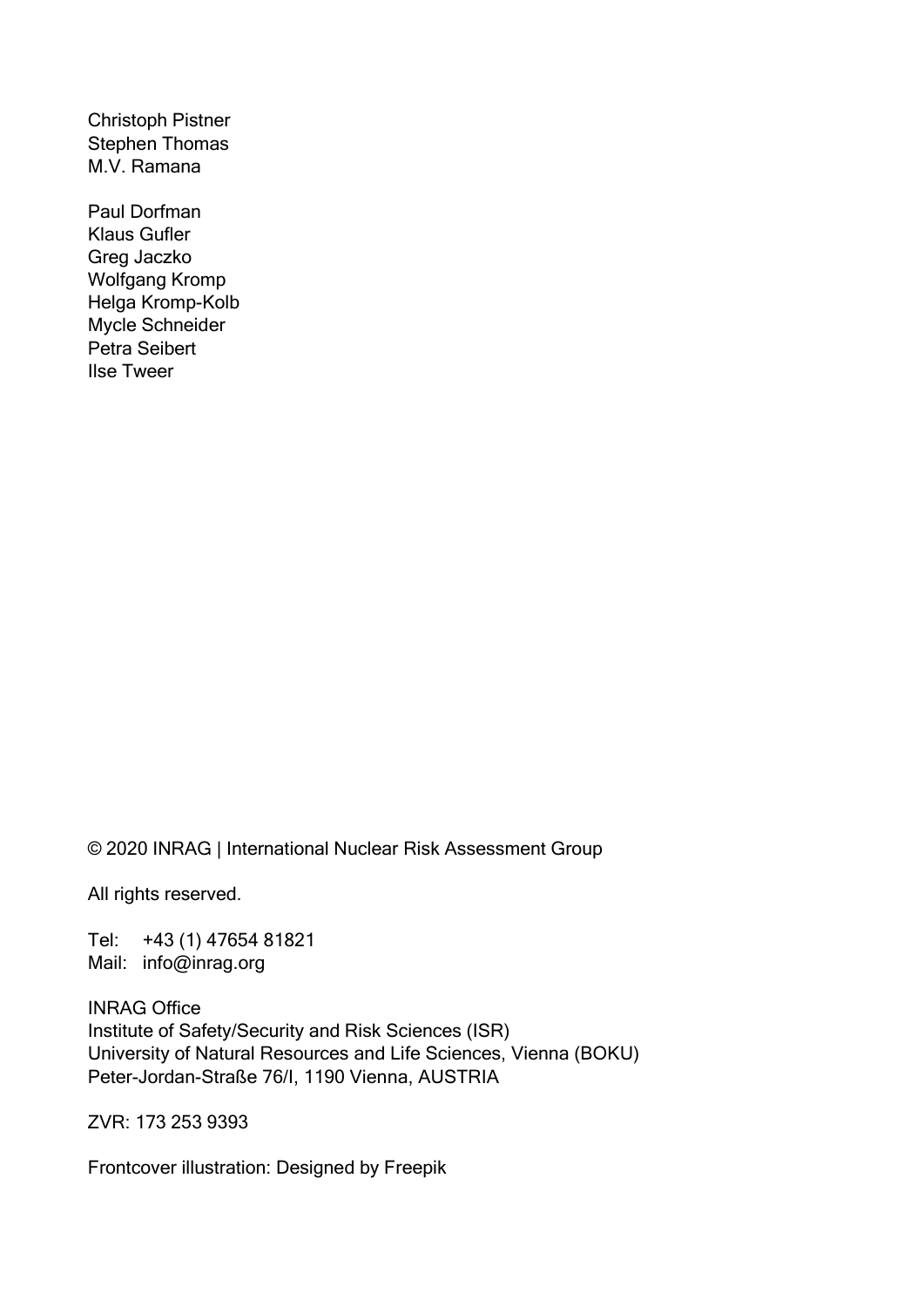Christoph Pistner
Stephen Thomas
M.V. Ramana

Paul Dorfman
Klaus Gufler
Greg Jaczko
Wolfgang Kromp
Helga Kromp-Kolb
Mycle Schneider
Petra Seibert
Ilse Tweer

© 2020 INRAG | International Nuclear Risk Assessment Group

All rights reserved.

Tel: +43 (1) 47654 81821
Mail: info@inrag.org

INRAG Office
Institute of Safety/Security and Risk Sciences (ISR)
University of Natural Resources and Life Sciences, Vienna (BOKU)
Peter-Jordan-Straße 76/I, 1190 Vienna, AUSTRIA

ZVR: 173 253 9393

Frontcover illustration: Designed by Freepik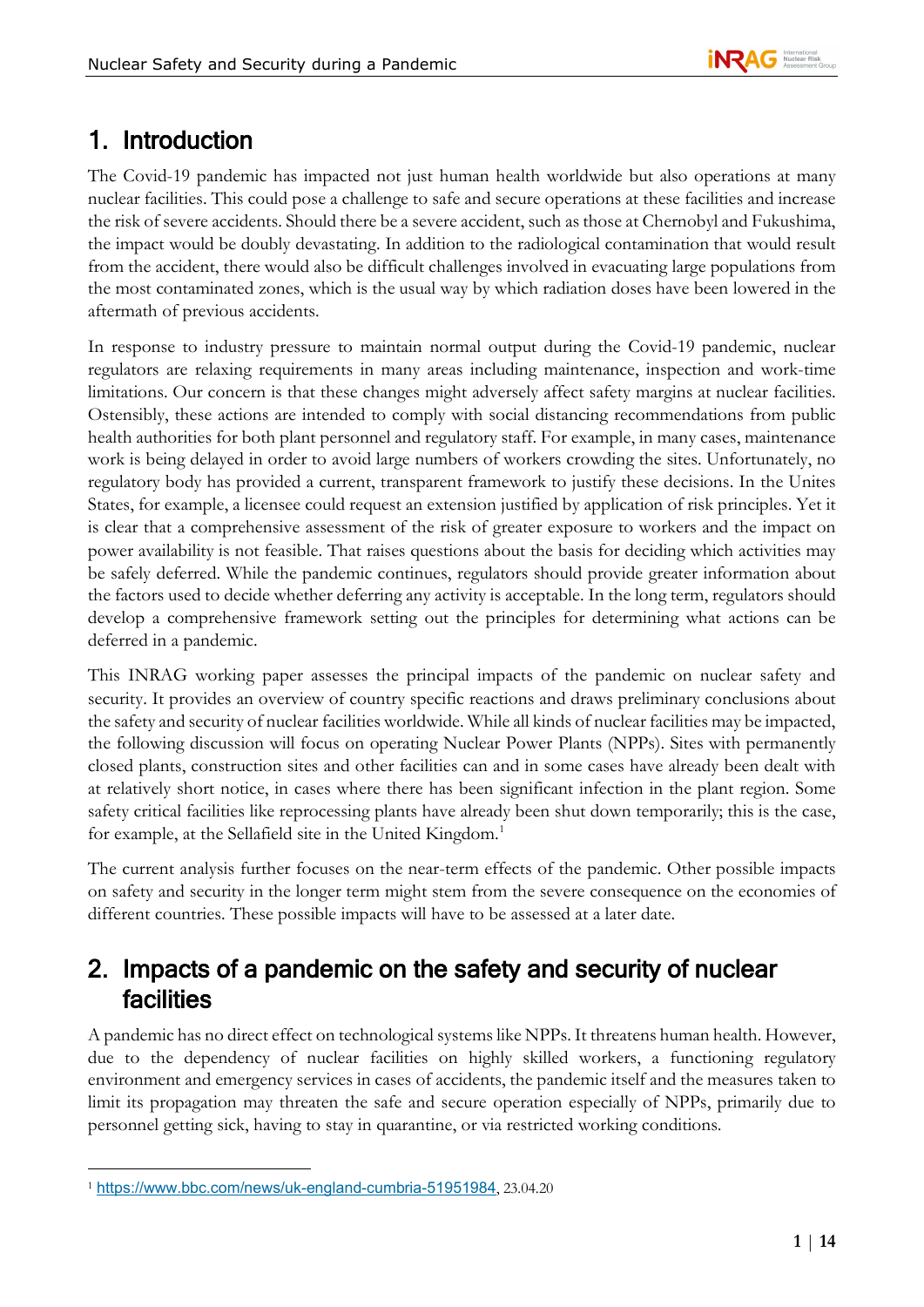# 1. Introduction

The Covid-19 pandemic has impacted not just human health worldwide but also operations at many nuclear facilities. This could pose a challenge to safe and secure operations at these facilities and increase the risk of severe accidents. Should there be a severe accident, such as those at Chernobyl and Fukushima, the impact would be doubly devastating. In addition to the radiological contamination that would result from the accident, there would also be difficult challenges involved in evacuating large populations from the most contaminated zones, which is the usual way by which radiation doses have been lowered in the aftermath of previous accidents.

In response to industry pressure to maintain normal output during the Covid-19 pandemic, nuclear regulators are relaxing requirements in many areas including maintenance, inspection and work-time limitations. Our concern is that these changes might adversely affect safety margins at nuclear facilities. Ostensibly, these actions are intended to comply with social distancing recommendations from public health authorities for both plant personnel and regulatory staff. For example, in many cases, maintenance work is being delayed in order to avoid large numbers of workers crowding the sites. Unfortunately, no regulatory body has provided a current, transparent framework to justify these decisions. In the Unites States, for example, a licensee could request an extension justified by application of risk principles. Yet it is clear that a comprehensive assessment of the risk of greater exposure to workers and the impact on power availability is not feasible. That raises questions about the basis for deciding which activities may be safely deferred. While the pandemic continues, regulators should provide greater information about the factors used to decide whether deferring any activity is acceptable. In the long term, regulators should develop a comprehensive framework setting out the principles for determining what actions can be deferred in a pandemic.

This INRAG working paper assesses the principal impacts of the pandemic on nuclear safety and security. It provides an overview of country specific reactions and draws preliminary conclusions about the safety and security of nuclear facilities worldwide. While all kinds of nuclear facilities may be impacted, the following discussion will focus on operating Nuclear Power Plants (NPPs). Sites with permanently closed plants, construction sites and other facilities can and in some cases have already been dealt with at relatively short notice, in cases where there has been significant infection in the plant region. Some safety critical facilities like reprocessing plants have already been shut down temporarily; this is the case, for example, at the Sellafield site in the United Kingdom.[1]

The current analysis further focuses on the near-term effects of the pandemic. Other possible impacts on safety and security in the longer term might stem from the severe consequence on the economies of different countries. These possible impacts will have to be assessed at a later date.

# 2. Impacts of a pandemic on the safety and security of nuclear facilities

A pandemic has no direct effect on technological systems like NPPs. It threatens human health. However, due to the dependency of nuclear facilities on highly skilled workers, a functioning regulatory environment and emergency services in cases of accidents, the pandemic itself and the measures taken to limit its propagation may threaten the safe and secure operation especially of NPPs, primarily due to personnel getting sick, having to stay in quarantine, or via restricted working conditions.

---

[1] https://www.bbc.com/news/uk-england-cumbria-51951984, 23.04.20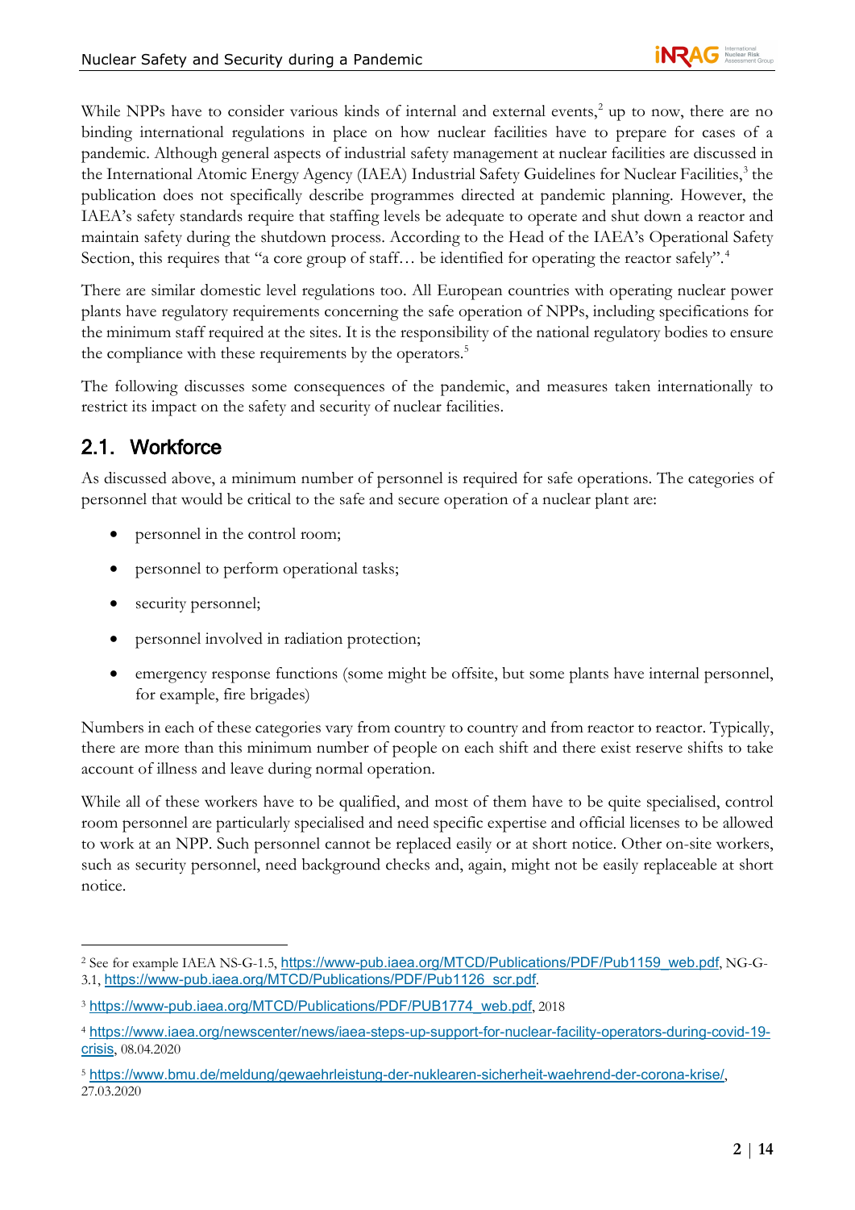While NPPs have to consider various kinds of internal and external events,[2] up to now, there are no binding international regulations in place on how nuclear facilities have to prepare for cases of a pandemic. Although general aspects of industrial safety management at nuclear facilities are discussed in the International Atomic Energy Agency (IAEA) Industrial Safety Guidelines for Nuclear Facilities,[3] the publication does not specifically describe programmes directed at pandemic planning. However, the IAEA's safety standards require that staffing levels be adequate to operate and shut down a reactor and maintain safety during the shutdown process. According to the Head of the IAEA's Operational Safety Section, this requires that "a core group of staff… be identified for operating the reactor safely".[4]

There are similar domestic level regulations too. All European countries with operating nuclear power plants have regulatory requirements concerning the safe operation of NPPs, including specifications for the minimum staff required at the sites. It is the responsibility of the national regulatory bodies to ensure the compliance with these requirements by the operators.[5]

The following discusses some consequences of the pandemic, and measures taken internationally to restrict its impact on the safety and security of nuclear facilities.

## 2.1. Workforce

As discussed above, a minimum number of personnel is required for safe operations. The categories of personnel that would be critical to the safe and secure operation of a nuclear plant are:

- personnel in the control room;
- personnel to perform operational tasks;
- security personnel;
- personnel involved in radiation protection;
- emergency response functions (some might be offsite, but some plants have internal personnel, for example, fire brigades)

Numbers in each of these categories vary from country to country and from reactor to reactor. Typically, there are more than this minimum number of people on each shift and there exist reserve shifts to take account of illness and leave during normal operation.

While all of these workers have to be qualified, and most of them have to be quite specialised, control room personnel are particularly specialised and need specific expertise and official licenses to be allowed to work at an NPP. Such personnel cannot be replaced easily or at short notice. Other on-site workers, such as security personnel, need background checks and, again, might not be easily replaceable at short notice.

---

[2] See for example IAEA NS-G-1.5, https://www-pub.iaea.org/MTCD/Publications/PDF/Pub1159_web.pdf, NG-G-3.1, https://www-pub.iaea.org/MTCD/Publications/PDF/Pub1126_scr.pdf.

[3] https://www-pub.iaea.org/MTCD/Publications/PDF/PUB1774_web.pdf, 2018

[4] https://www.iaea.org/newscenter/news/iaea-steps-up-support-for-nuclear-facility-operators-during-covid-19-crisis, 08.04.2020

[5] https://www.bmu.de/meldung/gewaehrleistung-der-nuklearen-sicherheit-waehrend-der-corona-krise/, 27.03.2020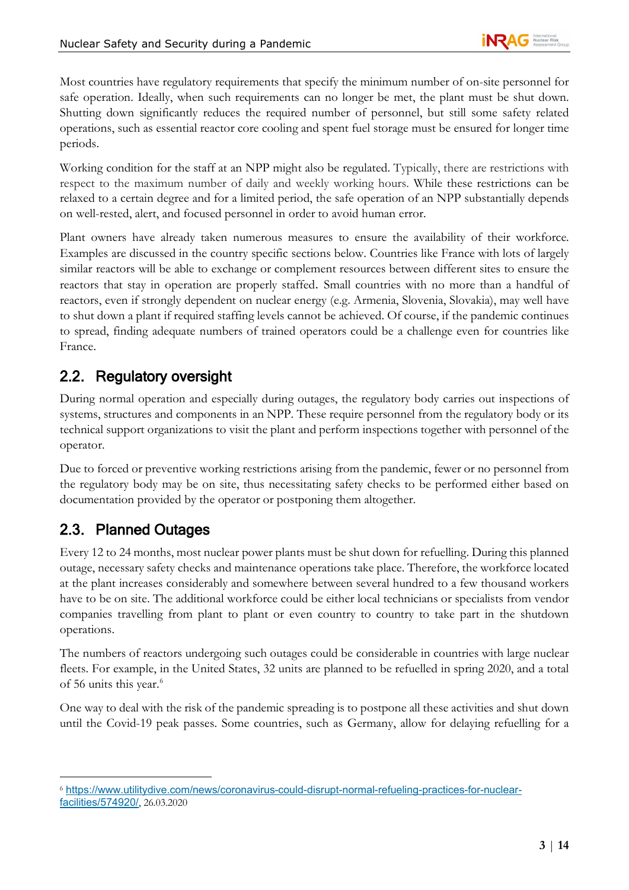Most countries have regulatory requirements that specify the minimum number of on-site personnel for safe operation. Ideally, when such requirements can no longer be met, the plant must be shut down. Shutting down significantly reduces the required number of personnel, but still some safety related operations, such as essential reactor core cooling and spent fuel storage must be ensured for longer time periods.

Working condition for the staff at an NPP might also be regulated. Typically, there are restrictions with respect to the maximum number of daily and weekly working hours. While these restrictions can be relaxed to a certain degree and for a limited period, the safe operation of an NPP substantially depends on well-rested, alert, and focused personnel in order to avoid human error.

Plant owners have already taken numerous measures to ensure the availability of their workforce. Examples are discussed in the country specific sections below. Countries like France with lots of largely similar reactors will be able to exchange or complement resources between different sites to ensure the reactors that stay in operation are properly staffed. Small countries with no more than a handful of reactors, even if strongly dependent on nuclear energy (e.g. Armenia, Slovenia, Slovakia), may well have to shut down a plant if required staffing levels cannot be achieved. Of course, if the pandemic continues to spread, finding adequate numbers of trained operators could be a challenge even for countries like France.

## 2.2. Regulatory oversight

During normal operation and especially during outages, the regulatory body carries out inspections of systems, structures and components in an NPP. These require personnel from the regulatory body or its technical support organizations to visit the plant and perform inspections together with personnel of the operator.

Due to forced or preventive working restrictions arising from the pandemic, fewer or no personnel from the regulatory body may be on site, thus necessitating safety checks to be performed either based on documentation provided by the operator or postponing them altogether.

## 2.3. Planned Outages

Every 12 to 24 months, most nuclear power plants must be shut down for refuelling. During this planned outage, necessary safety checks and maintenance operations take place. Therefore, the workforce located at the plant increases considerably and somewhere between several hundred to a few thousand workers have to be on site. The additional workforce could be either local technicians or specialists from vendor companies travelling from plant to plant or even country to country to take part in the shutdown operations.

The numbers of reactors undergoing such outages could be considerable in countries with large nuclear fleets. For example, in the United States, 32 units are planned to be refuelled in spring 2020, and a total of 56 units this year.[6]

One way to deal with the risk of the pandemic spreading is to postpone all these activities and shut down until the Covid-19 peak passes. Some countries, such as Germany, allow for delaying refuelling for a

---

[6] https://www.utilitydive.com/news/coronavirus-could-disrupt-normal-refueling-practices-for-nuclear-facilities/574920/, 26.03.2020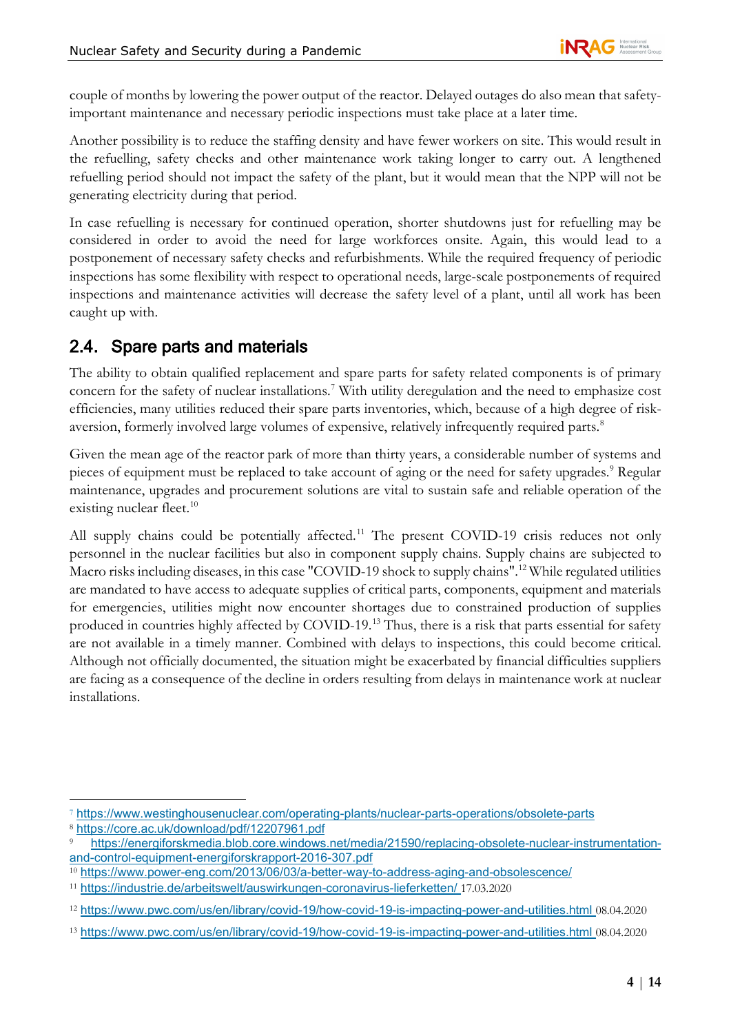couple of months by lowering the power output of the reactor. Delayed outages do also mean that safety-important maintenance and necessary periodic inspections must take place at a later time.

Another possibility is to reduce the staffing density and have fewer workers on site. This would result in the refuelling, safety checks and other maintenance work taking longer to carry out. A lengthened refuelling period should not impact the safety of the plant, but it would mean that the NPP will not be generating electricity during that period.

In case refuelling is necessary for continued operation, shorter shutdowns just for refuelling may be considered in order to avoid the need for large workforces onsite. Again, this would lead to a postponement of necessary safety checks and refurbishments. While the required frequency of periodic inspections has some flexibility with respect to operational needs, large-scale postponements of required inspections and maintenance activities will decrease the safety level of a plant, until all work has been caught up with.

## 2.4. Spare parts and materials

The ability to obtain qualified replacement and spare parts for safety related components is of primary concern for the safety of nuclear installations.[7] With utility deregulation and the need to emphasize cost efficiencies, many utilities reduced their spare parts inventories, which, because of a high degree of risk-aversion, formerly involved large volumes of expensive, relatively infrequently required parts.[8]

Given the mean age of the reactor park of more than thirty years, a considerable number of systems and pieces of equipment must be replaced to take account of aging or the need for safety upgrades.[9] Regular maintenance, upgrades and procurement solutions are vital to sustain safe and reliable operation of the existing nuclear fleet.[10]

All supply chains could be potentially affected.[11] The present COVID-19 crisis reduces not only personnel in the nuclear facilities but also in component supply chains. Supply chains are subjected to Macro risks including diseases, in this case "COVID-19 shock to supply chains".[12] While regulated utilities are mandated to have access to adequate supplies of critical parts, components, equipment and materials for emergencies, utilities might now encounter shortages due to constrained production of supplies produced in countries highly affected by COVID-19.[13] Thus, there is a risk that parts essential for safety are not available in a timely manner. Combined with delays to inspections, this could become critical. Although not officially documented, the situation might be exacerbated by financial difficulties suppliers are facing as a consequence of the decline in orders resulting from delays in maintenance work at nuclear installations.

---

[7] https://www.westinghousenuclear.com/operating-plants/nuclear-parts-operations/obsolete-parts

[8] https://core.ac.uk/download/pdf/12207961.pdf

[9] https://energiforskmedia.blob.core.windows.net/media/21590/replacing-obsolete-nuclear-instrumentation-and-control-equipment-energiforskrapport-2016-307.pdf

[10] https://www.power-eng.com/2013/06/03/a-better-way-to-address-aging-and-obsolescence/

[11] https://industrie.de/arbeitswelt/auswirkungen-coronavirus-lieferketten/ 17.03.2020

[12] https://www.pwc.com/us/en/library/covid-19/how-covid-19-is-impacting-power-and-utilities.html 08.04.2020

[13] https://www.pwc.com/us/en/library/covid-19/how-covid-19-is-impacting-power-and-utilities.html 08.04.2020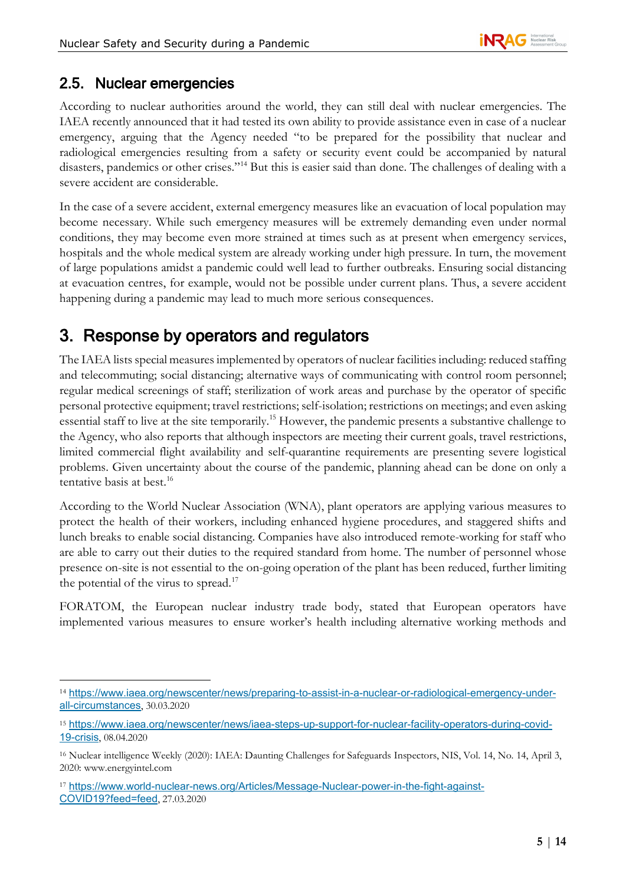## 2.5. Nuclear emergencies

According to nuclear authorities around the world, they can still deal with nuclear emergencies. The IAEA recently announced that it had tested its own ability to provide assistance even in case of a nuclear emergency, arguing that the Agency needed "to be prepared for the possibility that nuclear and radiological emergencies resulting from a safety or security event could be accompanied by natural disasters, pandemics or other crises."[14] But this is easier said than done. The challenges of dealing with a severe accident are considerable.

In the case of a severe accident, external emergency measures like an evacuation of local population may become necessary. While such emergency measures will be extremely demanding even under normal conditions, they may become even more strained at times such as at present when emergency services, hospitals and the whole medical system are already working under high pressure. In turn, the movement of large populations amidst a pandemic could well lead to further outbreaks. Ensuring social distancing at evacuation centres, for example, would not be possible under current plans. Thus, a severe accident happening during a pandemic may lead to much more serious consequences.

# 3. Response by operators and regulators

The IAEA lists special measures implemented by operators of nuclear facilities including: reduced staffing and telecommuting; social distancing; alternative ways of communicating with control room personnel; regular medical screenings of staff; sterilization of work areas and purchase by the operator of specific personal protective equipment; travel restrictions; self-isolation; restrictions on meetings; and even asking essential staff to live at the site temporarily.[15] However, the pandemic presents a substantive challenge to the Agency, who also reports that although inspectors are meeting their current goals, travel restrictions, limited commercial flight availability and self-quarantine requirements are presenting severe logistical problems. Given uncertainty about the course of the pandemic, planning ahead can be done on only a tentative basis at best.[16]

According to the World Nuclear Association (WNA), plant operators are applying various measures to protect the health of their workers, including enhanced hygiene procedures, and staggered shifts and lunch breaks to enable social distancing. Companies have also introduced remote-working for staff who are able to carry out their duties to the required standard from home. The number of personnel whose presence on-site is not essential to the on-going operation of the plant has been reduced, further limiting the potential of the virus to spread.[17]

FORATOM, the European nuclear industry trade body, stated that European operators have implemented various measures to ensure worker's health including alternative working methods and

---

[14] https://www.iaea.org/newscenter/news/preparing-to-assist-in-a-nuclear-or-radiological-emergency-under-all-circumstances, 30.03.2020

[15] https://www.iaea.org/newscenter/news/iaea-steps-up-support-for-nuclear-facility-operators-during-covid-19-crisis, 08.04.2020

[16] Nuclear intelligence Weekly (2020): IAEA: Daunting Challenges for Safeguards Inspectors, NIS, Vol. 14, No. 14, April 3, 2020: www.energyintel.com

[17] https://www.world-nuclear-news.org/Articles/Message-Nuclear-power-in-the-fight-against-COVID19?feed=feed, 27.03.2020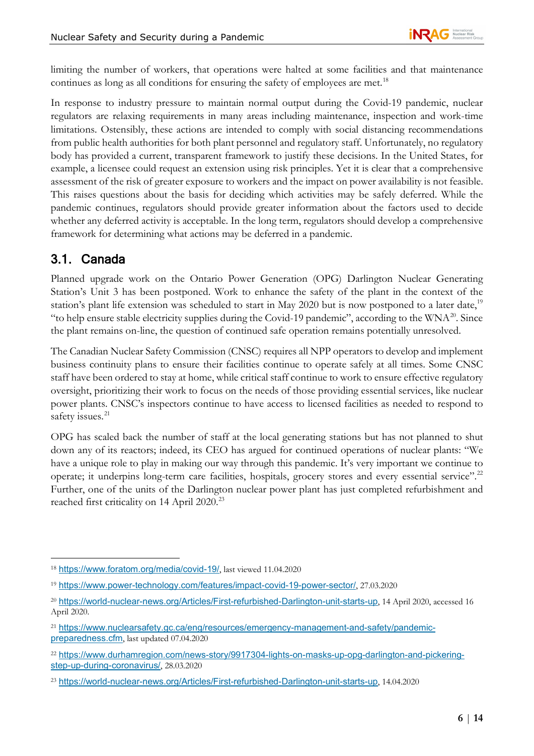limiting the number of workers, that operations were halted at some facilities and that maintenance continues as long as all conditions for ensuring the safety of employees are met.[18]

In response to industry pressure to maintain normal output during the Covid-19 pandemic, nuclear regulators are relaxing requirements in many areas including maintenance, inspection and work-time limitations. Ostensibly, these actions are intended to comply with social distancing recommendations from public health authorities for both plant personnel and regulatory staff. Unfortunately, no regulatory body has provided a current, transparent framework to justify these decisions. In the United States, for example, a licensee could request an extension using risk principles. Yet it is clear that a comprehensive assessment of the risk of greater exposure to workers and the impact on power availability is not feasible. This raises questions about the basis for deciding which activities may be safely deferred. While the pandemic continues, regulators should provide greater information about the factors used to decide whether any deferred activity is acceptable. In the long term, regulators should develop a comprehensive framework for determining what actions may be deferred in a pandemic.

## 3.1. Canada

Planned upgrade work on the Ontario Power Generation (OPG) Darlington Nuclear Generating Station's Unit 3 has been postponed. Work to enhance the safety of the plant in the context of the station's plant life extension was scheduled to start in May 2020 but is now postponed to a later date,[19] "to help ensure stable electricity supplies during the Covid-19 pandemic", according to the WNA[20]. Since the plant remains on-line, the question of continued safe operation remains potentially unresolved.

The Canadian Nuclear Safety Commission (CNSC) requires all NPP operators to develop and implement business continuity plans to ensure their facilities continue to operate safely at all times. Some CNSC staff have been ordered to stay at home, while critical staff continue to work to ensure effective regulatory oversight, prioritizing their work to focus on the needs of those providing essential services, like nuclear power plants. CNSC's inspectors continue to have access to licensed facilities as needed to respond to safety issues.[21]

OPG has scaled back the number of staff at the local generating stations but has not planned to shut down any of its reactors; indeed, its CEO has argued for continued operations of nuclear plants: "We have a unique role to play in making our way through this pandemic. It's very important we continue to operate; it underpins long-term care facilities, hospitals, grocery stores and every essential service".[22] Further, one of the units of the Darlington nuclear power plant has just completed refurbishment and reached first criticality on 14 April 2020.[23]

---

[18] https://www.foratom.org/media/covid-19/, last viewed 11.04.2020

[19] https://www.power-technology.com/features/impact-covid-19-power-sector/, 27.03.2020

[20] https://world-nuclear-news.org/Articles/First-refurbished-Darlington-unit-starts-up, 14 April 2020, accessed 16 April 2020.

[21] https://www.nuclearsafety.gc.ca/eng/resources/emergency-management-and-safety/pandemic-preparedness.cfm, last updated 07.04.2020

[22] https://www.durhamregion.com/news-story/9917304-lights-on-masks-up-opg-darlington-and-pickering-step-up-during-coronavirus/, 28.03.2020

[23] https://world-nuclear-news.org/Articles/First-refurbished-Darlington-unit-starts-up, 14.04.2020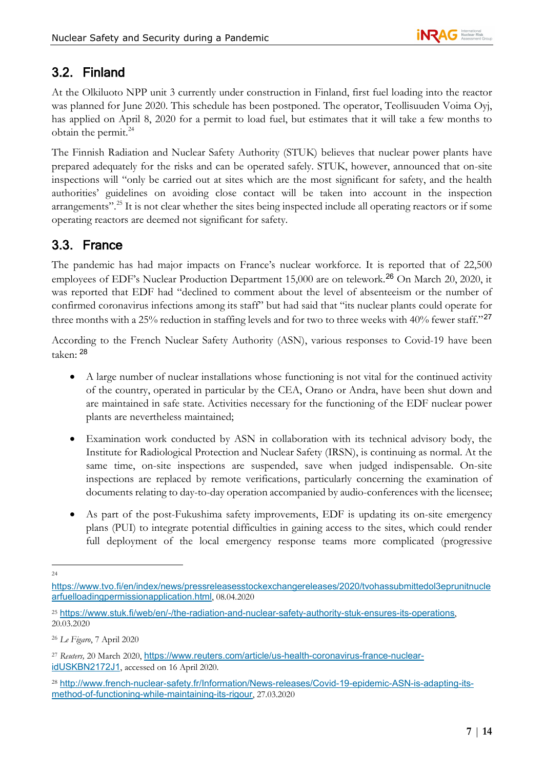## 3.2. Finland

At the Olkiluoto NPP unit 3 currently under construction in Finland, first fuel loading into the reactor was planned for June 2020. This schedule has been postponed. The operator, Teollisuuden Voima Oyj, has applied on April 8, 2020 for a permit to load fuel, but estimates that it will take a few months to obtain the permit.[24]

The Finnish Radiation and Nuclear Safety Authority (STUK) believes that nuclear power plants have prepared adequately for the risks and can be operated safely. STUK, however, announced that on-site inspections will "only be carried out at sites which are the most significant for safety, and the health authorities' guidelines on avoiding close contact will be taken into account in the inspection arrangements".[25] It is not clear whether the sites being inspected include all operating reactors or if some operating reactors are deemed not significant for safety.

## 3.3. France

The pandemic has had major impacts on France's nuclear workforce. It is reported that of 22,500 employees of EDF's Nuclear Production Department 15,000 are on telework.[26] On March 20, 2020, it was reported that EDF had "declined to comment about the level of absenteeism or the number of confirmed coronavirus infections among its staff" but had said that "its nuclear plants could operate for three months with a 25% reduction in staffing levels and for two to three weeks with 40% fewer staff."[27]

According to the French Nuclear Safety Authority (ASN), various responses to Covid-19 have been taken: [28]

- A large number of nuclear installations whose functioning is not vital for the continued activity of the country, operated in particular by the CEA, Orano or Andra, have been shut down and are maintained in safe state. Activities necessary for the functioning of the EDF nuclear power plants are nevertheless maintained;
- Examination work conducted by ASN in collaboration with its technical advisory body, the Institute for Radiological Protection and Nuclear Safety (IRSN), is continuing as normal. At the same time, on-site inspections are suspended, save when judged indispensable. On-site inspections are replaced by remote verifications, particularly concerning the examination of documents relating to day-to-day operation accompanied by audio-conferences with the licensee;
- As part of the post-Fukushima safety improvements, EDF is updating its on-site emergency plans (PUI) to integrate potential difficulties in gaining access to the sites, which could render full deployment of the local emergency response teams more complicated (progressive

---

[24] https://www.tvo.fi/en/index/news/pressreleasesstockexchangereleases/2020/tvohassubmittedol3eprunitnuclearfuelloadingpermissionapplication.html, 08.04.2020

[25] https://www.stuk.fi/web/en/-/the-radiation-and-nuclear-safety-authority-stuk-ensures-its-operations, 20.03.2020

[26] *Le Figaro*, 7 April 2020

[27] *Reuters,* 20 March 2020, https://www.reuters.com/article/us-health-coronavirus-france-nuclear-idUSKBN2172J1, accessed on 16 April 2020.

[28] http://www.french-nuclear-safety.fr/Information/News-releases/Covid-19-epidemic-ASN-is-adapting-its-method-of-functioning-while-maintaining-its-rigour, 27.03.2020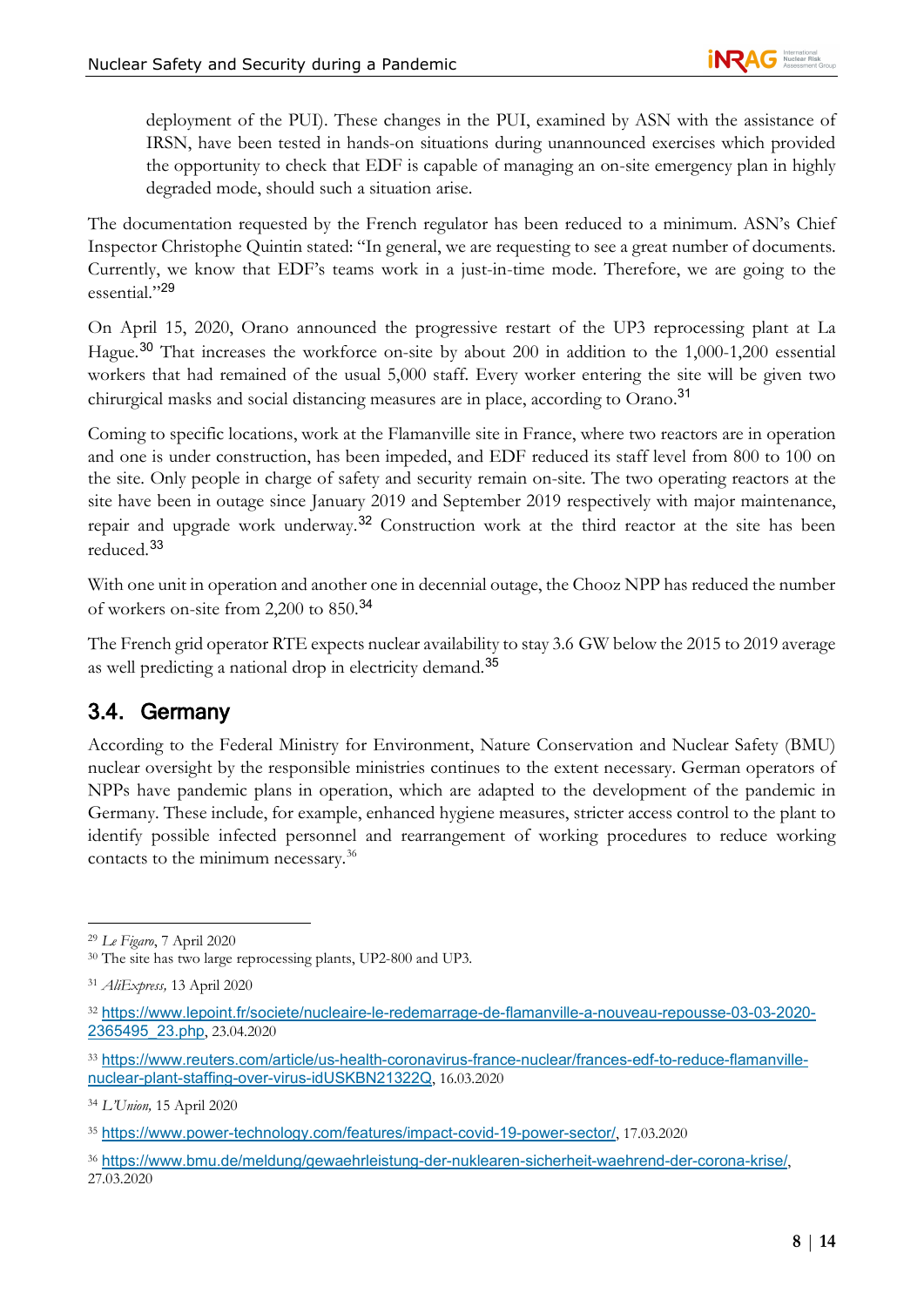deployment of the PUI). These changes in the PUI, examined by ASN with the assistance of IRSN, have been tested in hands-on situations during unannounced exercises which provided the opportunity to check that EDF is capable of managing an on-site emergency plan in highly degraded mode, should such a situation arise.

The documentation requested by the French regulator has been reduced to a minimum. ASN's Chief Inspector Christophe Quintin stated: "In general, we are requesting to see a great number of documents. Currently, we know that EDF's teams work in a just-in-time mode. Therefore, we are going to the essential."[29]

On April 15, 2020, Orano announced the progressive restart of the UP3 reprocessing plant at La Hague.[30] That increases the workforce on-site by about 200 in addition to the 1,000-1,200 essential workers that had remained of the usual 5,000 staff. Every worker entering the site will be given two chirurgical masks and social distancing measures are in place, according to Orano.[31]

Coming to specific locations, work at the Flamanville site in France, where two reactors are in operation and one is under construction, has been impeded, and EDF reduced its staff level from 800 to 100 on the site. Only people in charge of safety and security remain on-site. The two operating reactors at the site have been in outage since January 2019 and September 2019 respectively with major maintenance, repair and upgrade work underway.[32] Construction work at the third reactor at the site has been reduced.[33]

With one unit in operation and another one in decennial outage, the Chooz NPP has reduced the number of workers on-site from 2,200 to 850.[34]

The French grid operator RTE expects nuclear availability to stay 3.6 GW below the 2015 to 2019 average as well predicting a national drop in electricity demand.[35]

## 3.4. Germany

According to the Federal Ministry for Environment, Nature Conservation and Nuclear Safety (BMU) nuclear oversight by the responsible ministries continues to the extent necessary. German operators of NPPs have pandemic plans in operation, which are adapted to the development of the pandemic in Germany. These include, for example, enhanced hygiene measures, stricter access control to the plant to identify possible infected personnel and rearrangement of working procedures to reduce working contacts to the minimum necessary.[36]

---

[29] *Le Figaro*, 7 April 2020

[30] The site has two large reprocessing plants, UP2-800 and UP3.

[31] *AliExpress,* 13 April 2020

[32] https://www.lepoint.fr/societe/nucleaire-le-redemarrage-de-flamanville-a-nouveau-repousse-03-03-2020-2365495_23.php, 23.04.2020

[33] https://www.reuters.com/article/us-health-coronavirus-france-nuclear/frances-edf-to-reduce-flamanville-nuclear-plant-staffing-over-virus-idUSKBN21322Q, 16.03.2020

[34] *L'Union,* 15 April 2020

[35] https://www.power-technology.com/features/impact-covid-19-power-sector/, 17.03.2020

[36] https://www.bmu.de/meldung/gewaehrleistung-der-nuklearen-sicherheit-waehrend-der-corona-krise/, 27.03.2020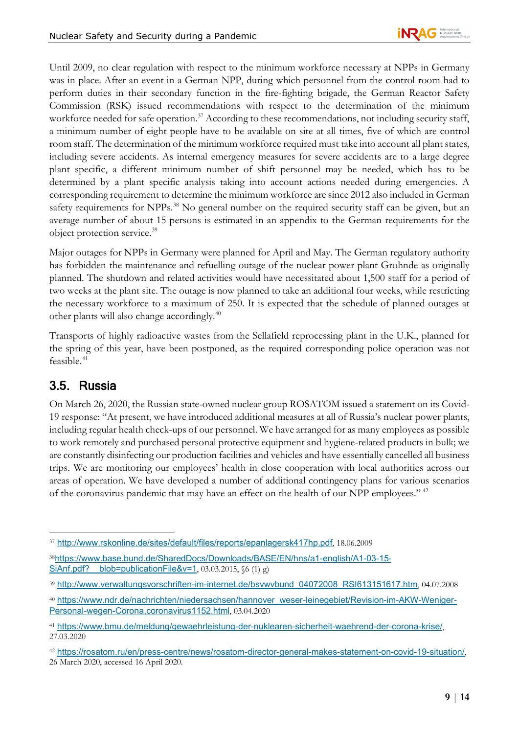Until 2009, no clear regulation with respect to the minimum workforce necessary at NPPs in Germany was in place. After an event in a German NPP, during which personnel from the control room had to perform duties in their secondary function in the fire-fighting brigade, the German Reactor Safety Commission (RSK) issued recommendations with respect to the determination of the minimum workforce needed for safe operation.[37] According to these recommendations, not including security staff, a minimum number of eight people have to be available on site at all times, five of which are control room staff. The determination of the minimum workforce required must take into account all plant states, including severe accidents. As internal emergency measures for severe accidents are to a large degree plant specific, a different minimum number of shift personnel may be needed, which has to be determined by a plant specific analysis taking into account actions needed during emergencies. A corresponding requirement to determine the minimum workforce are since 2012 also included in German safety requirements for NPPs.[38] No general number on the required security staff can be given, but an average number of about 15 persons is estimated in an appendix to the German requirements for the object protection service.[39]

Major outages for NPPs in Germany were planned for April and May. The German regulatory authority has forbidden the maintenance and refuelling outage of the nuclear power plant Grohnde as originally planned. The shutdown and related activities would have necessitated about 1,500 staff for a period of two weeks at the plant site. The outage is now planned to take an additional four weeks, while restricting the necessary workforce to a maximum of 250. It is expected that the schedule of planned outages at other plants will also change accordingly.[40]

Transports of highly radioactive wastes from the Sellafield reprocessing plant in the U.K., planned for the spring of this year, have been postponed, as the required corresponding police operation was not feasible.[41]

## 3.5. Russia

On March 26, 2020, the Russian state-owned nuclear group ROSATOM issued a statement on its Covid-19 response: "At present, we have introduced additional measures at all of Russia's nuclear power plants, including regular health check-ups of our personnel. We have arranged for as many employees as possible to work remotely and purchased personal protective equipment and hygiene-related products in bulk; we are constantly disinfecting our production facilities and vehicles and have essentially cancelled all business trips. We are monitoring our employees' health in close cooperation with local authorities across our areas of operation. We have developed a number of additional contingency plans for various scenarios of the coronavirus pandemic that may have an effect on the health of our NPP employees." [42]

---

[37] http://www.rskonline.de/sites/default/files/reports/epanlagersk417hp.pdf, 18.06.2009

[38] https://www.base.bund.de/SharedDocs/Downloads/BASE/EN/hns/a1-english/A1-03-15-SiAnf.pdf?__blob=publicationFile&v=1, 03.03.2015, §6 (1) g)

[39] http://www.verwaltungsvorschriften-im-internet.de/bsvwvbund_04072008_RSI613151617.htm, 04.07.2008

[40] https://www.ndr.de/nachrichten/niedersachsen/hannover_weser-leinegebiet/Revision-im-AKW-Weniger-Personal-wegen-Corona,coronavirus1152.html, 03.04.2020

[41] https://www.bmu.de/meldung/gewaehrleistung-der-nuklearen-sicherheit-waehrend-der-corona-krise/, 27.03.2020

[42] https://rosatom.ru/en/press-centre/news/rosatom-director-general-makes-statement-on-covid-19-situation/, 26 March 2020, accessed 16 April 2020.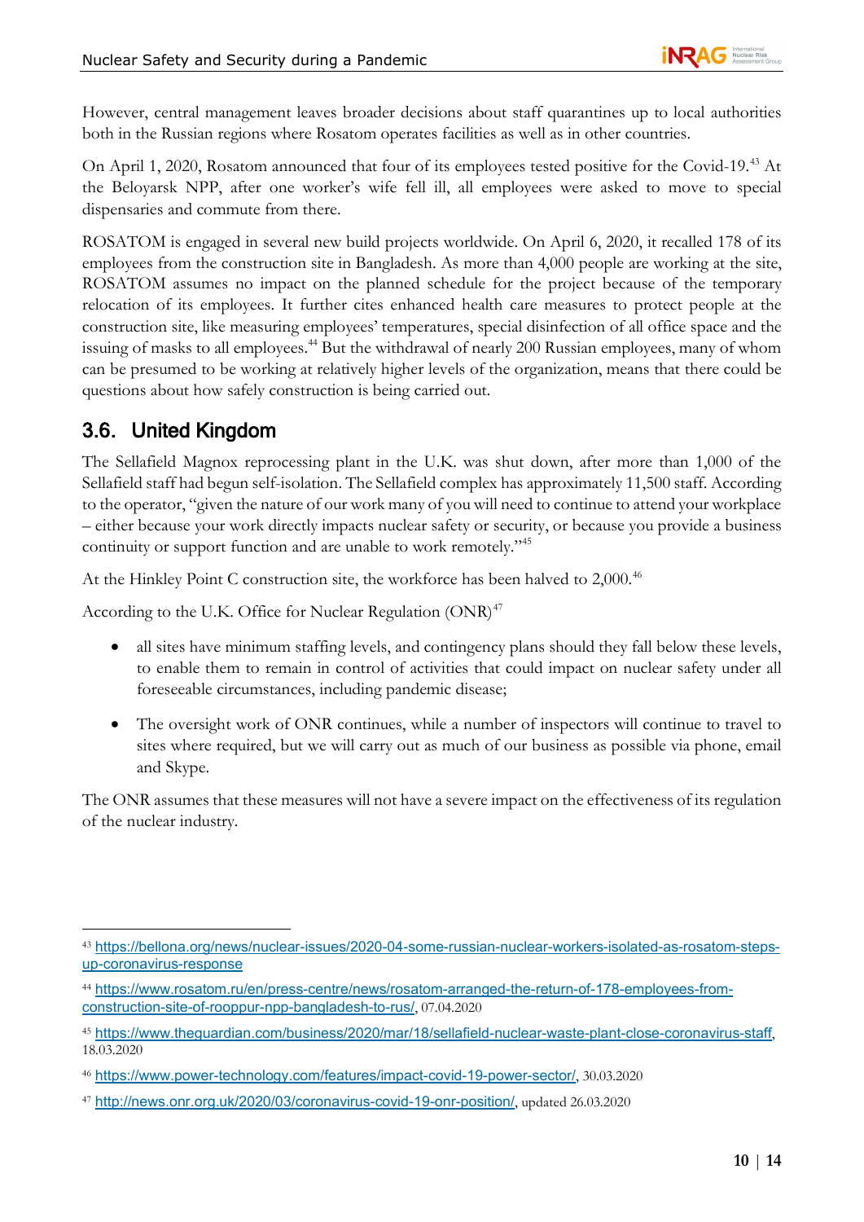However, central management leaves broader decisions about staff quarantines up to local authorities both in the Russian regions where Rosatom operates facilities as well as in other countries.

On April 1, 2020, Rosatom announced that four of its employees tested positive for the Covid-19.[43] At the Beloyarsk NPP, after one worker's wife fell ill, all employees were asked to move to special dispensaries and commute from there.

ROSATOM is engaged in several new build projects worldwide. On April 6, 2020, it recalled 178 of its employees from the construction site in Bangladesh. As more than 4,000 people are working at the site, ROSATOM assumes no impact on the planned schedule for the project because of the temporary relocation of its employees. It further cites enhanced health care measures to protect people at the construction site, like measuring employees' temperatures, special disinfection of all office space and the issuing of masks to all employees.[44] But the withdrawal of nearly 200 Russian employees, many of whom can be presumed to be working at relatively higher levels of the organization, means that there could be questions about how safely construction is being carried out.

## 3.6. United Kingdom

The Sellafield Magnox reprocessing plant in the U.K. was shut down, after more than 1,000 of the Sellafield staff had begun self-isolation. The Sellafield complex has approximately 11,500 staff. According to the operator, "given the nature of our work many of you will need to continue to attend your workplace – either because your work directly impacts nuclear safety or security, or because you provide a business continuity or support function and are unable to work remotely."[45]

At the Hinkley Point C construction site, the workforce has been halved to 2,000.[46]

According to the U.K. Office for Nuclear Regulation (ONR)[47]

- all sites have minimum staffing levels, and contingency plans should they fall below these levels, to enable them to remain in control of activities that could impact on nuclear safety under all foreseeable circumstances, including pandemic disease;
- The oversight work of ONR continues, while a number of inspectors will continue to travel to sites where required, but we will carry out as much of our business as possible via phone, email and Skype.

The ONR assumes that these measures will not have a severe impact on the effectiveness of its regulation of the nuclear industry.

---

[43] https://bellona.org/news/nuclear-issues/2020-04-some-russian-nuclear-workers-isolated-as-rosatom-steps-up-coronavirus-response

[44] https://www.rosatom.ru/en/press-centre/news/rosatom-arranged-the-return-of-178-employees-from-construction-site-of-rooppur-npp-bangladesh-to-rus/, 07.04.2020

[45] https://www.theguardian.com/business/2020/mar/18/sellafield-nuclear-waste-plant-close-coronavirus-staff, 18.03.2020

[46] https://www.power-technology.com/features/impact-covid-19-power-sector/, 30.03.2020

[47] http://news.onr.org.uk/2020/03/coronavirus-covid-19-onr-position/, updated 26.03.2020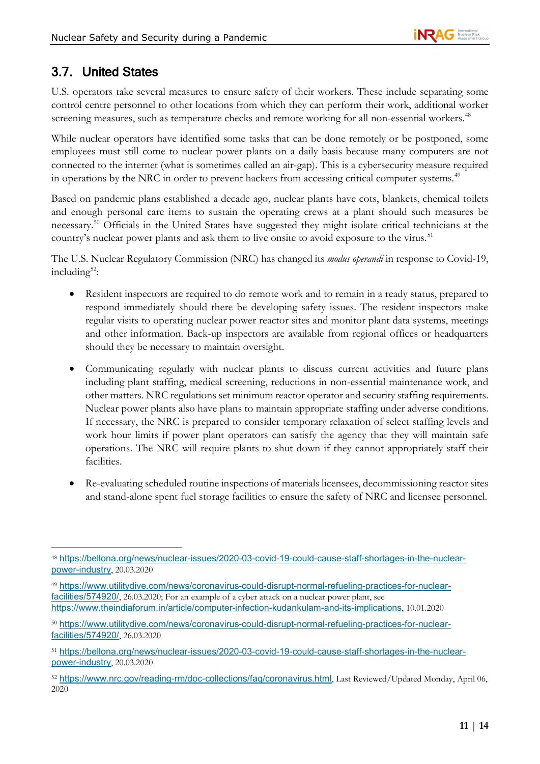## 3.7. United States

U.S. operators take several measures to ensure safety of their workers. These include separating some control centre personnel to other locations from which they can perform their work, additional worker screening measures, such as temperature checks and remote working for all non-essential workers.[48]

While nuclear operators have identified some tasks that can be done remotely or be postponed, some employees must still come to nuclear power plants on a daily basis because many computers are not connected to the internet (what is sometimes called an air-gap). This is a cybersecurity measure required in operations by the NRC in order to prevent hackers from accessing critical computer systems.[49]

Based on pandemic plans established a decade ago, nuclear plants have cots, blankets, chemical toilets and enough personal care items to sustain the operating crews at a plant should such measures be necessary.[50] Officials in the United States have suggested they might isolate critical technicians at the country's nuclear power plants and ask them to live onsite to avoid exposure to the virus.[51]

The U.S. Nuclear Regulatory Commission (NRC) has changed its *modus operandi* in response to Covid-19, including[52]:

- Resident inspectors are required to do remote work and to remain in a ready status, prepared to respond immediately should there be developing safety issues. The resident inspectors make regular visits to operating nuclear power reactor sites and monitor plant data systems, meetings and other information. Back-up inspectors are available from regional offices or headquarters should they be necessary to maintain oversight.
- Communicating regularly with nuclear plants to discuss current activities and future plans including plant staffing, medical screening, reductions in non-essential maintenance work, and other matters. NRC regulations set minimum reactor operator and security staffing requirements. Nuclear power plants also have plans to maintain appropriate staffing under adverse conditions. If necessary, the NRC is prepared to consider temporary relaxation of select staffing levels and work hour limits if power plant operators can satisfy the agency that they will maintain safe operations. The NRC will require plants to shut down if they cannot appropriately staff their facilities.
- Re-evaluating scheduled routine inspections of materials licensees, decommissioning reactor sites and stand-alone spent fuel storage facilities to ensure the safety of NRC and licensee personnel.

---

[48] https://bellona.org/news/nuclear-issues/2020-03-covid-19-could-cause-staff-shortages-in-the-nuclear-power-industry, 20.03.2020

[49] https://www.utilitydive.com/news/coronavirus-could-disrupt-normal-refueling-practices-for-nuclear-facilities/574920/, 26.03.2020; For an example of a cyber attack on a nuclear power plant, see https://www.theindiaforum.in/article/computer-infection-kudankulam-and-its-implications, 10.01.2020

[50] https://www.utilitydive.com/news/coronavirus-could-disrupt-normal-refueling-practices-for-nuclear-facilities/574920/, 26.03.2020

[51] https://bellona.org/news/nuclear-issues/2020-03-covid-19-could-cause-staff-shortages-in-the-nuclear-power-industry, 20.03.2020

[52] https://www.nrc.gov/reading-rm/doc-collections/faq/coronavirus.html, Last Reviewed/Updated Monday, April 06, 2020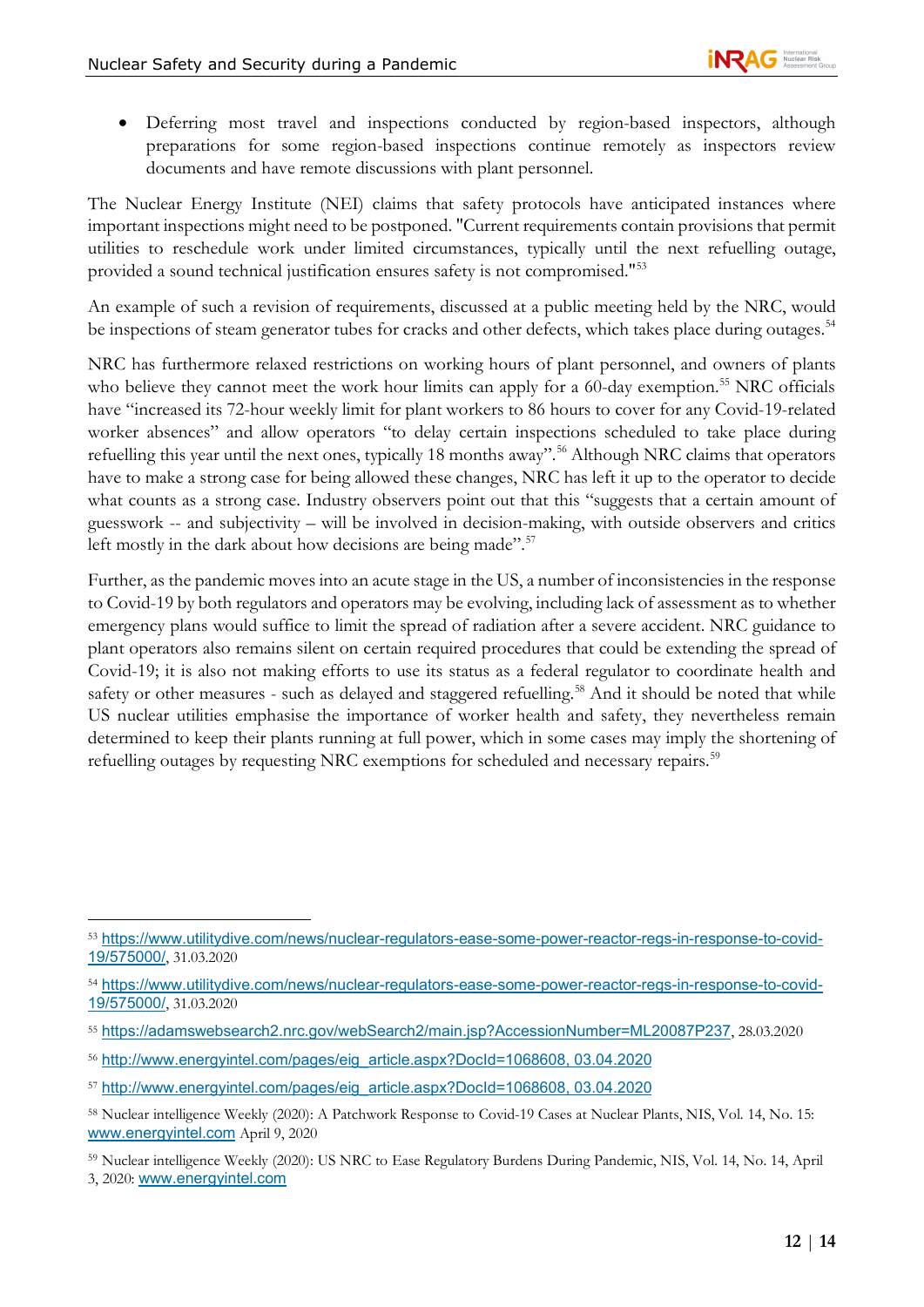- Deferring most travel and inspections conducted by region-based inspectors, although preparations for some region-based inspections continue remotely as inspectors review documents and have remote discussions with plant personnel.

The Nuclear Energy Institute (NEI) claims that safety protocols have anticipated instances where important inspections might need to be postponed. "Current requirements contain provisions that permit utilities to reschedule work under limited circumstances, typically until the next refuelling outage, provided a sound technical justification ensures safety is not compromised."[53]

An example of such a revision of requirements, discussed at a public meeting held by the NRC, would be inspections of steam generator tubes for cracks and other defects, which takes place during outages.[54]

NRC has furthermore relaxed restrictions on working hours of plant personnel, and owners of plants who believe they cannot meet the work hour limits can apply for a 60-day exemption.[55] NRC officials have "increased its 72-hour weekly limit for plant workers to 86 hours to cover for any Covid-19-related worker absences" and allow operators "to delay certain inspections scheduled to take place during refuelling this year until the next ones, typically 18 months away".[56] Although NRC claims that operators have to make a strong case for being allowed these changes, NRC has left it up to the operator to decide what counts as a strong case. Industry observers point out that this "suggests that a certain amount of guesswork -- and subjectivity – will be involved in decision-making, with outside observers and critics left mostly in the dark about how decisions are being made".[57]

Further, as the pandemic moves into an acute stage in the US, a number of inconsistencies in the response to Covid-19 by both regulators and operators may be evolving, including lack of assessment as to whether emergency plans would suffice to limit the spread of radiation after a severe accident. NRC guidance to plant operators also remains silent on certain required procedures that could be extending the spread of Covid-19; it is also not making efforts to use its status as a federal regulator to coordinate health and safety or other measures - such as delayed and staggered refuelling.[58] And it should be noted that while US nuclear utilities emphasise the importance of worker health and safety, they nevertheless remain determined to keep their plants running at full power, which in some cases may imply the shortening of refuelling outages by requesting NRC exemptions for scheduled and necessary repairs.[59]

---

[53] https://www.utilitydive.com/news/nuclear-regulators-ease-some-power-reactor-regs-in-response-to-covid-19/575000/, 31.03.2020

[54] https://www.utilitydive.com/news/nuclear-regulators-ease-some-power-reactor-regs-in-response-to-covid-19/575000/, 31.03.2020

[55] https://adamswebsearch2.nrc.gov/webSearch2/main.jsp?AccessionNumber=ML20087P237, 28.03.2020

[56] http://www.energyintel.com/pages/eig_article.aspx?DocId=1068608, 03.04.2020

[57] http://www.energyintel.com/pages/eig_article.aspx?DocId=1068608, 03.04.2020

[58] Nuclear intelligence Weekly (2020): A Patchwork Response to Covid-19 Cases at Nuclear Plants, NIS, Vol. 14, No. 15: www.energyintel.com April 9, 2020

[59] Nuclear intelligence Weekly (2020): US NRC to Ease Regulatory Burdens During Pandemic, NIS, Vol. 14, No. 14, April 3, 2020: www.energyintel.com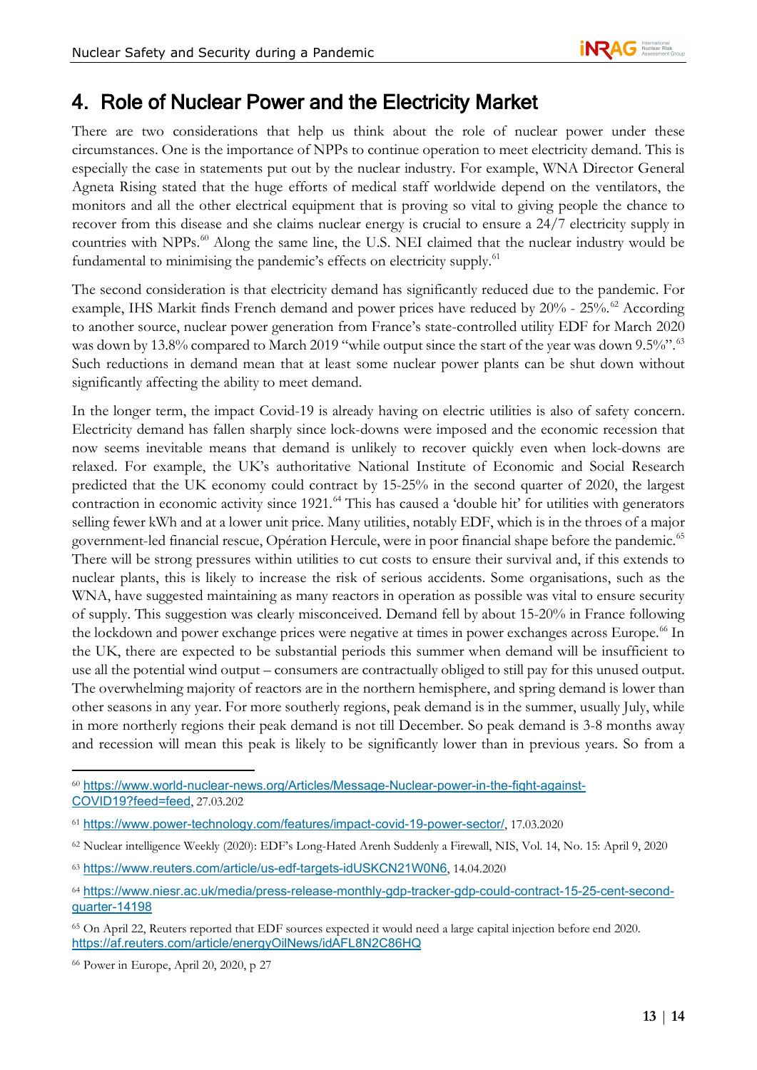# 4. Role of Nuclear Power and the Electricity Market

There are two considerations that help us think about the role of nuclear power under these circumstances. One is the importance of NPPs to continue operation to meet electricity demand. This is especially the case in statements put out by the nuclear industry. For example, WNA Director General Agneta Rising stated that the huge efforts of medical staff worldwide depend on the ventilators, the monitors and all the other electrical equipment that is proving so vital to giving people the chance to recover from this disease and she claims nuclear energy is crucial to ensure a 24/7 electricity supply in countries with NPPs.[60] Along the same line, the U.S. NEI claimed that the nuclear industry would be fundamental to minimising the pandemic's effects on electricity supply.[61]

The second consideration is that electricity demand has significantly reduced due to the pandemic. For example, IHS Markit finds French demand and power prices have reduced by 20% - 25%.[62] According to another source, nuclear power generation from France's state-controlled utility EDF for March 2020 was down by 13.8% compared to March 2019 "while output since the start of the year was down 9.5%".[63] Such reductions in demand mean that at least some nuclear power plants can be shut down without significantly affecting the ability to meet demand.

In the longer term, the impact Covid-19 is already having on electric utilities is also of safety concern. Electricity demand has fallen sharply since lock-downs were imposed and the economic recession that now seems inevitable means that demand is unlikely to recover quickly even when lock-downs are relaxed. For example, the UK's authoritative National Institute of Economic and Social Research predicted that the UK economy could contract by 15-25% in the second quarter of 2020, the largest contraction in economic activity since 1921.[64] This has caused a 'double hit' for utilities with generators selling fewer kWh and at a lower unit price. Many utilities, notably EDF, which is in the throes of a major government-led financial rescue, Opération Hercule, were in poor financial shape before the pandemic.[65] There will be strong pressures within utilities to cut costs to ensure their survival and, if this extends to nuclear plants, this is likely to increase the risk of serious accidents. Some organisations, such as the WNA, have suggested maintaining as many reactors in operation as possible was vital to ensure security of supply. This suggestion was clearly misconceived. Demand fell by about 15-20% in France following the lockdown and power exchange prices were negative at times in power exchanges across Europe.[66] In the UK, there are expected to be substantial periods this summer when demand will be insufficient to use all the potential wind output – consumers are contractually obliged to still pay for this unused output. The overwhelming majority of reactors are in the northern hemisphere, and spring demand is lower than other seasons in any year. For more southerly regions, peak demand is in the summer, usually July, while in more northerly regions their peak demand is not till December. So peak demand is 3-8 months away and recession will mean this peak is likely to be significantly lower than in previous years. So from a

---

[60] https://www.world-nuclear-news.org/Articles/Message-Nuclear-power-in-the-fight-against-COVID19?feed=feed, 27.03.202

[61] https://www.power-technology.com/features/impact-covid-19-power-sector/, 17.03.2020

[62] Nuclear intelligence Weekly (2020): EDF's Long-Hated Arenh Suddenly a Firewall, NIS, Vol. 14, No. 15: April 9, 2020

[63] https://www.reuters.com/article/us-edf-targets-idUSKCN21W0N6, 14.04.2020

[64] https://www.niesr.ac.uk/media/press-release-monthly-gdp-tracker-gdp-could-contract-15-25-cent-second-quarter-14198

[65] On April 22, Reuters reported that EDF sources expected it would need a large capital injection before end 2020. https://af.reuters.com/article/energyOilNews/idAFL8N2C86HQ

[66] Power in Europe, April 20, 2020, p 27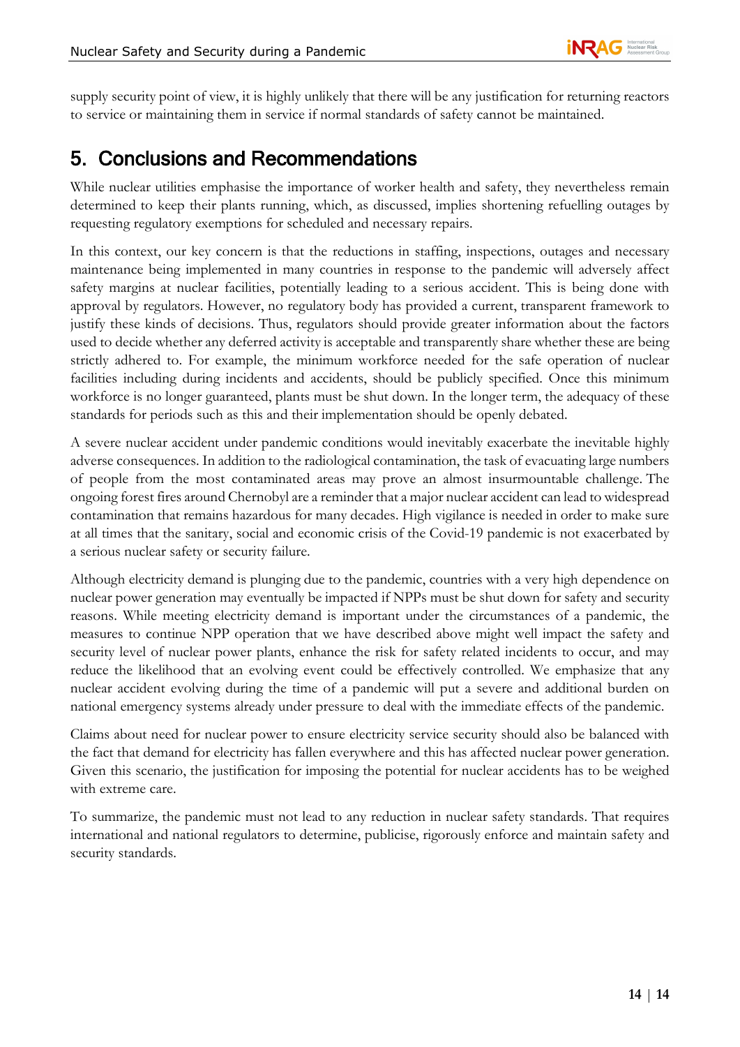supply security point of view, it is highly unlikely that there will be any justification for returning reactors to service or maintaining them in service if normal standards of safety cannot be maintained.

## 5. Conclusions and Recommendations

While nuclear utilities emphasise the importance of worker health and safety, they nevertheless remain determined to keep their plants running, which, as discussed, implies shortening refuelling outages by requesting regulatory exemptions for scheduled and necessary repairs.

In this context, our key concern is that the reductions in staffing, inspections, outages and necessary maintenance being implemented in many countries in response to the pandemic will adversely affect safety margins at nuclear facilities, potentially leading to a serious accident. This is being done with approval by regulators. However, no regulatory body has provided a current, transparent framework to justify these kinds of decisions. Thus, regulators should provide greater information about the factors used to decide whether any deferred activity is acceptable and transparently share whether these are being strictly adhered to. For example, the minimum workforce needed for the safe operation of nuclear facilities including during incidents and accidents, should be publicly specified. Once this minimum workforce is no longer guaranteed, plants must be shut down. In the longer term, the adequacy of these standards for periods such as this and their implementation should be openly debated.

A severe nuclear accident under pandemic conditions would inevitably exacerbate the inevitable highly adverse consequences. In addition to the radiological contamination, the task of evacuating large numbers of people from the most contaminated areas may prove an almost insurmountable challenge. The ongoing forest fires around Chernobyl are a reminder that a major nuclear accident can lead to widespread contamination that remains hazardous for many decades. High vigilance is needed in order to make sure at all times that the sanitary, social and economic crisis of the Covid-19 pandemic is not exacerbated by a serious nuclear safety or security failure.

Although electricity demand is plunging due to the pandemic, countries with a very high dependence on nuclear power generation may eventually be impacted if NPPs must be shut down for safety and security reasons. While meeting electricity demand is important under the circumstances of a pandemic, the measures to continue NPP operation that we have described above might well impact the safety and security level of nuclear power plants, enhance the risk for safety related incidents to occur, and may reduce the likelihood that an evolving event could be effectively controlled. We emphasize that any nuclear accident evolving during the time of a pandemic will put a severe and additional burden on national emergency systems already under pressure to deal with the immediate effects of the pandemic.

Claims about need for nuclear power to ensure electricity service security should also be balanced with the fact that demand for electricity has fallen everywhere and this has affected nuclear power generation. Given this scenario, the justification for imposing the potential for nuclear accidents has to be weighed with extreme care.

To summarize, the pandemic must not lead to any reduction in nuclear safety standards. That requires international and national regulators to determine, publicise, rigorously enforce and maintain safety and security standards.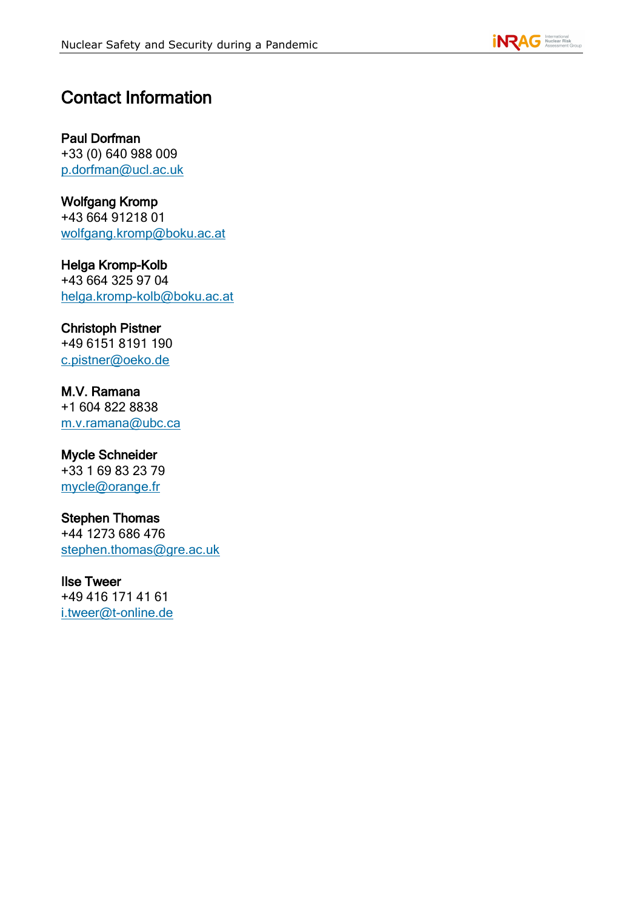# Contact Information

**Paul Dorfman**
+33 (0) 640 988 009
p.dorfman@ucl.ac.uk

**Wolfgang Kromp**
+43 664 91218 01
wolfgang.kromp@boku.ac.at

**Helga Kromp-Kolb**
+43 664 325 97 04
helga.kromp-kolb@boku.ac.at

**Christoph Pistner**
+49 6151 8191 190
c.pistner@oeko.de

**M.V. Ramana**
+1 604 822 8838
m.v.ramana@ubc.ca

**Mycle Schneider**
+33 1 69 83 23 79
mycle@orange.fr

**Stephen Thomas**
+44 1273 686 476
stephen.thomas@gre.ac.uk

**Ilse Tweer**
+49 416 171 41 61
i.tweer@t-online.de